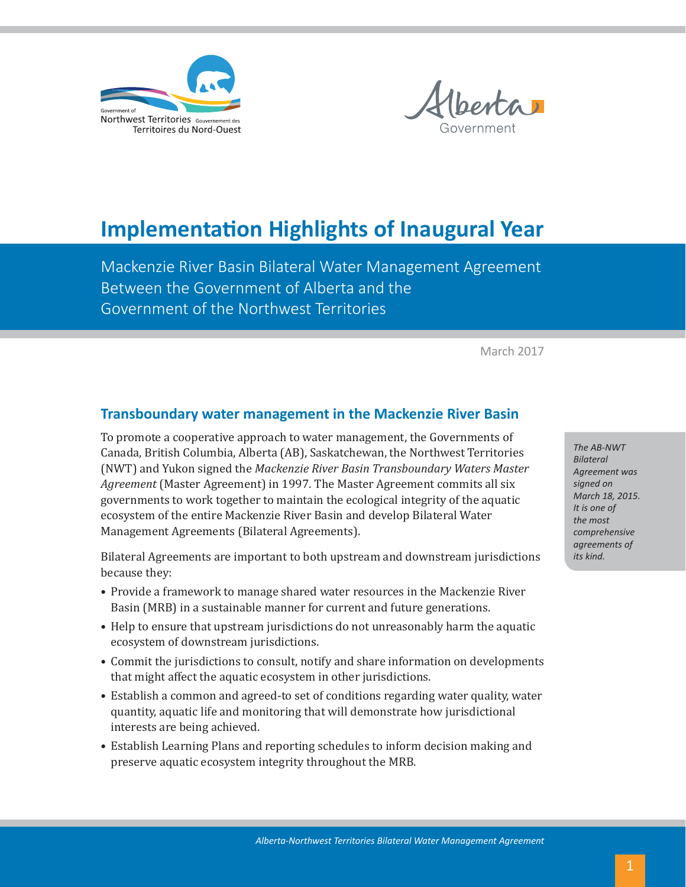# Implementation Highlights of Inaugural Year

Mackenzie River Basin Bilateral Water Management Agreement
Between the Government of Alberta and the
Government of the Northwest Territories

March 2017

## Transboundary water management in the Mackenzie River Basin

To promote a cooperative approach to water management, the Governments of Canada, British Columbia, Alberta (AB), Saskatchewan, the Northwest Territories (NWT) and Yukon signed the *Mackenzie River Basin Transboundary Waters Master Agreement* (Master Agreement) in 1997. The Master Agreement commits all six governments to work together to maintain the ecological integrity of the aquatic ecosystem of the entire Mackenzie River Basin and develop Bilateral Water Management Agreements (Bilateral Agreements).

*The AB-NWT Bilateral Agreement was signed on March 18, 2015. It is one of the most comprehensive agreements of its kind.*

Bilateral Agreements are important to both upstream and downstream jurisdictions because they:

- Provide a framework to manage shared water resources in the Mackenzie River Basin (MRB) in a sustainable manner for current and future generations.
- Help to ensure that upstream jurisdictions do not unreasonably harm the aquatic ecosystem of downstream jurisdictions.
- Commit the jurisdictions to consult, notify and share information on developments that might affect the aquatic ecosystem in other jurisdictions.
- Establish a common and agreed-to set of conditions regarding water quality, water quantity, aquatic life and monitoring that will demonstrate how jurisdictional interests are being achieved.
- Establish Learning Plans and reporting schedules to inform decision making and preserve aquatic ecosystem integrity throughout the MRB.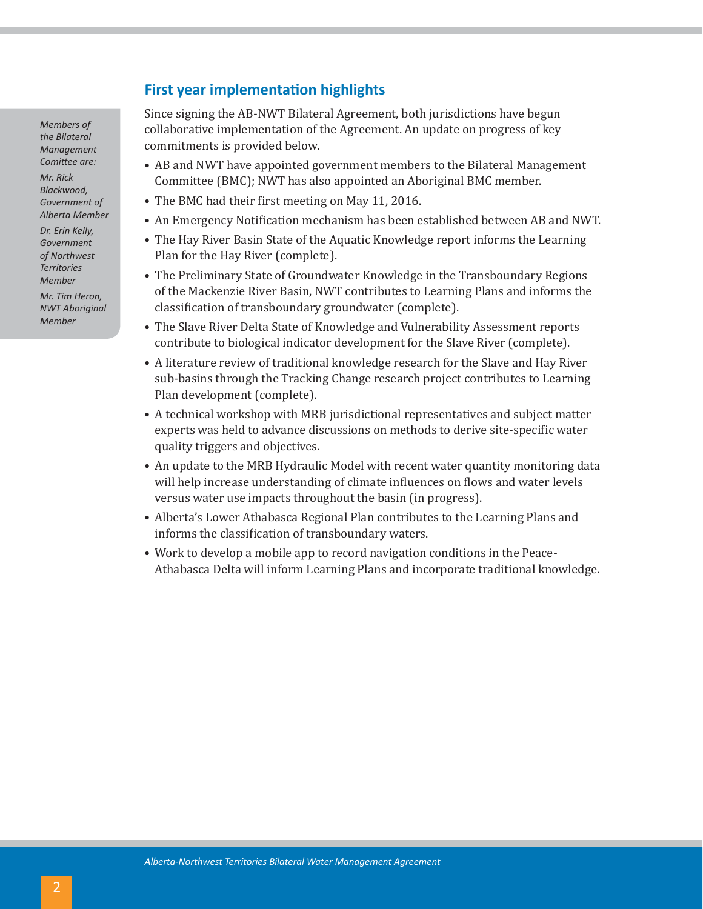## First year implementation highlights

*Members of the Bilateral Management Comittee are:*

*Mr. Rick Blackwood, Government of Alberta Member*

*Dr. Erin Kelly, Government of Northwest Territories Member*

*Mr. Tim Heron, NWT Aboriginal Member*

Since signing the AB-NWT Bilateral Agreement, both jurisdictions have begun collaborative implementation of the Agreement. An update on progress of key commitments is provided below.

- AB and NWT have appointed government members to the Bilateral Management Committee (BMC); NWT has also appointed an Aboriginal BMC member.
- The BMC had their first meeting on May 11, 2016.
- An Emergency Notification mechanism has been established between AB and NWT.
- The Hay River Basin State of the Aquatic Knowledge report informs the Learning Plan for the Hay River (complete).
- The Preliminary State of Groundwater Knowledge in the Transboundary Regions of the Mackenzie River Basin, NWT contributes to Learning Plans and informs the classification of transboundary groundwater (complete).
- The Slave River Delta State of Knowledge and Vulnerability Assessment reports contribute to biological indicator development for the Slave River (complete).
- A literature review of traditional knowledge research for the Slave and Hay River sub-basins through the Tracking Change research project contributes to Learning Plan development (complete).
- A technical workshop with MRB jurisdictional representatives and subject matter experts was held to advance discussions on methods to derive site-specific water quality triggers and objectives.
- An update to the MRB Hydraulic Model with recent water quantity monitoring data will help increase understanding of climate influences on flows and water levels versus water use impacts throughout the basin (in progress).
- Alberta's Lower Athabasca Regional Plan contributes to the Learning Plans and informs the classification of transboundary waters.
- Work to develop a mobile app to record navigation conditions in the Peace-Athabasca Delta will inform Learning Plans and incorporate traditional knowledge.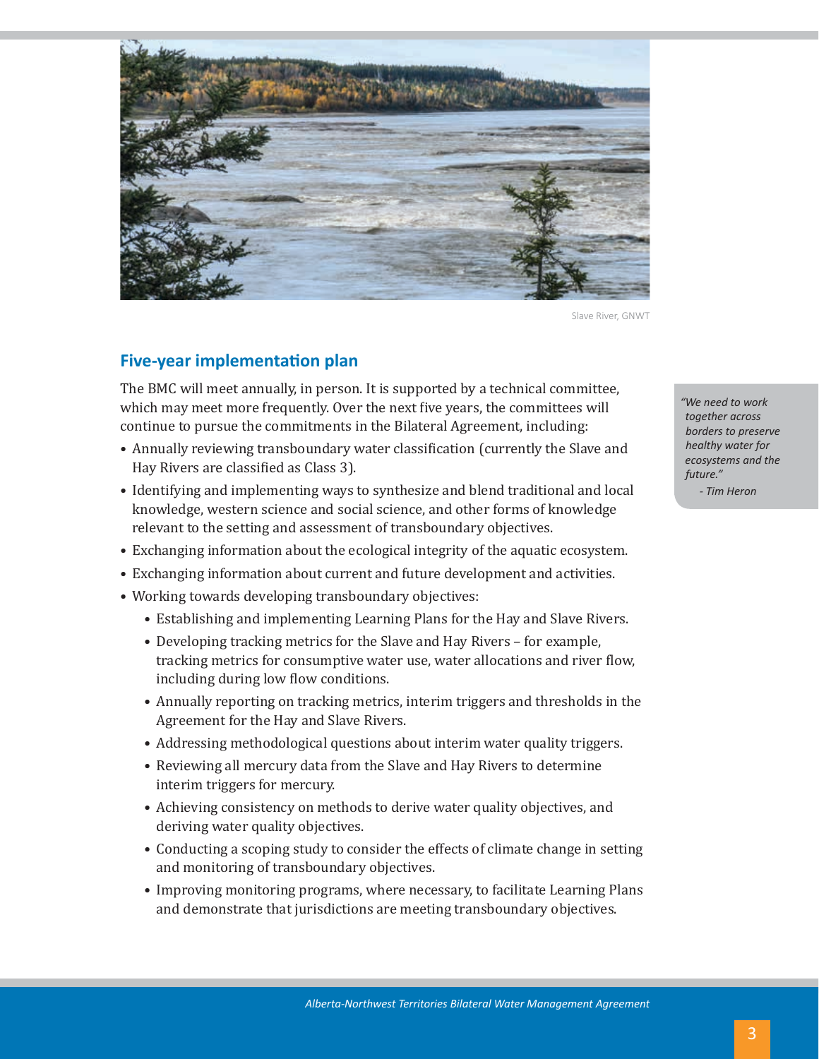Slave River, GNWT

## Five-year implementation plan

The BMC will meet annually, in person. It is supported by a technical committee, which may meet more frequently. Over the next five years, the committees will continue to pursue the commitments in the Bilateral Agreement, including:

- Annually reviewing transboundary water classification (currently the Slave and Hay Rivers are classified as Class 3).
- Identifying and implementing ways to synthesize and blend traditional and local knowledge, western science and social science, and other forms of knowledge relevant to the setting and assessment of transboundary objectives.
- Exchanging information about the ecological integrity of the aquatic ecosystem.
- Exchanging information about current and future development and activities.
- Working towards developing transboundary objectives:
  - Establishing and implementing Learning Plans for the Hay and Slave Rivers.
  - Developing tracking metrics for the Slave and Hay Rivers – for example, tracking metrics for consumptive water use, water allocations and river flow, including during low flow conditions.
  - Annually reporting on tracking metrics, interim triggers and thresholds in the Agreement for the Hay and Slave Rivers.
  - Addressing methodological questions about interim water quality triggers.
  - Reviewing all mercury data from the Slave and Hay Rivers to determine interim triggers for mercury.
  - Achieving consistency on methods to derive water quality objectives, and deriving water quality objectives.
  - Conducting a scoping study to consider the effects of climate change in setting and monitoring of transboundary objectives.
  - Improving monitoring programs, where necessary, to facilitate Learning Plans and demonstrate that jurisdictions are meeting transboundary objectives.

*"We need to work together across borders to preserve healthy water for ecosystems and the future."*

*- Tim Heron*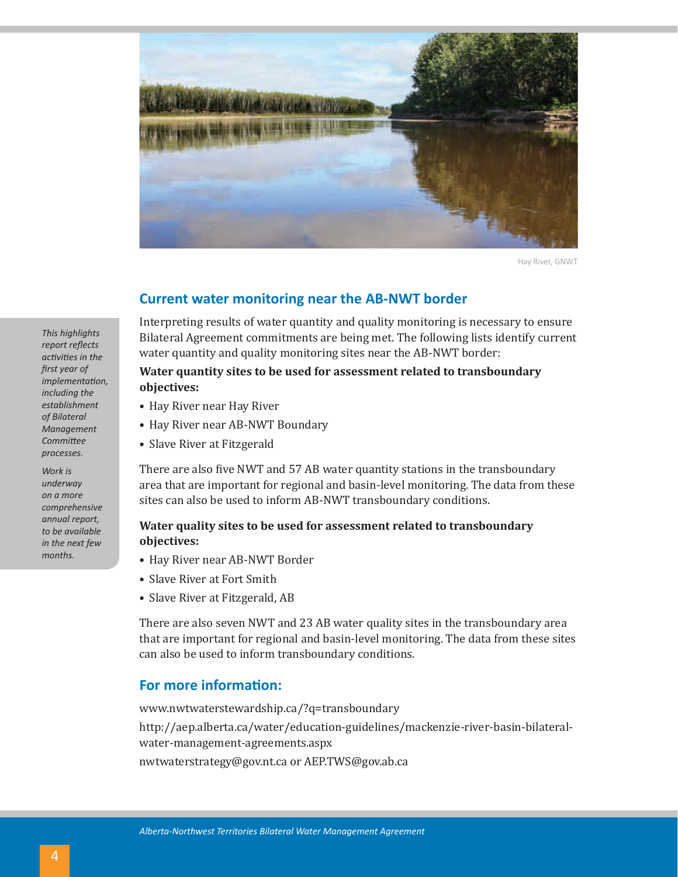Hay River, GNWT

## Current water monitoring near the AB-NWT border

*This highlights report reflects activities in the first year of implementation, including the establishment of Bilateral Management Committee processes.*

*Work is underway on a more comprehensive annual report, to be available in the next few months.*

Interpreting results of water quantity and quality monitoring is necessary to ensure Bilateral Agreement commitments are being met. The following lists identify current water quantity and quality monitoring sites near the AB-NWT border:

**Water quantity sites to be used for assessment related to transboundary objectives:**

- Hay River near Hay River
- Hay River near AB-NWT Boundary
- Slave River at Fitzgerald

There are also five NWT and 57 AB water quantity stations in the transboundary area that are important for regional and basin-level monitoring. The data from these sites can also be used to inform AB-NWT transboundary conditions.

**Water quality sites to be used for assessment related to transboundary objectives:**

- Hay River near AB-NWT Border
- Slave River at Fort Smith
- Slave River at Fitzgerald, AB

There are also seven NWT and 23 AB water quality sites in the transboundary area that are important for regional and basin-level monitoring. The data from these sites can also be used to inform transboundary conditions.

## For more information:

www.nwtwaterstewardship.ca/?q=transboundary

http://aep.alberta.ca/water/education-guidelines/mackenzie-river-basin-bilateral-water-management-agreements.aspx

nwtwaterstrategy@gov.nt.ca or AEP.TWS@gov.ab.ca